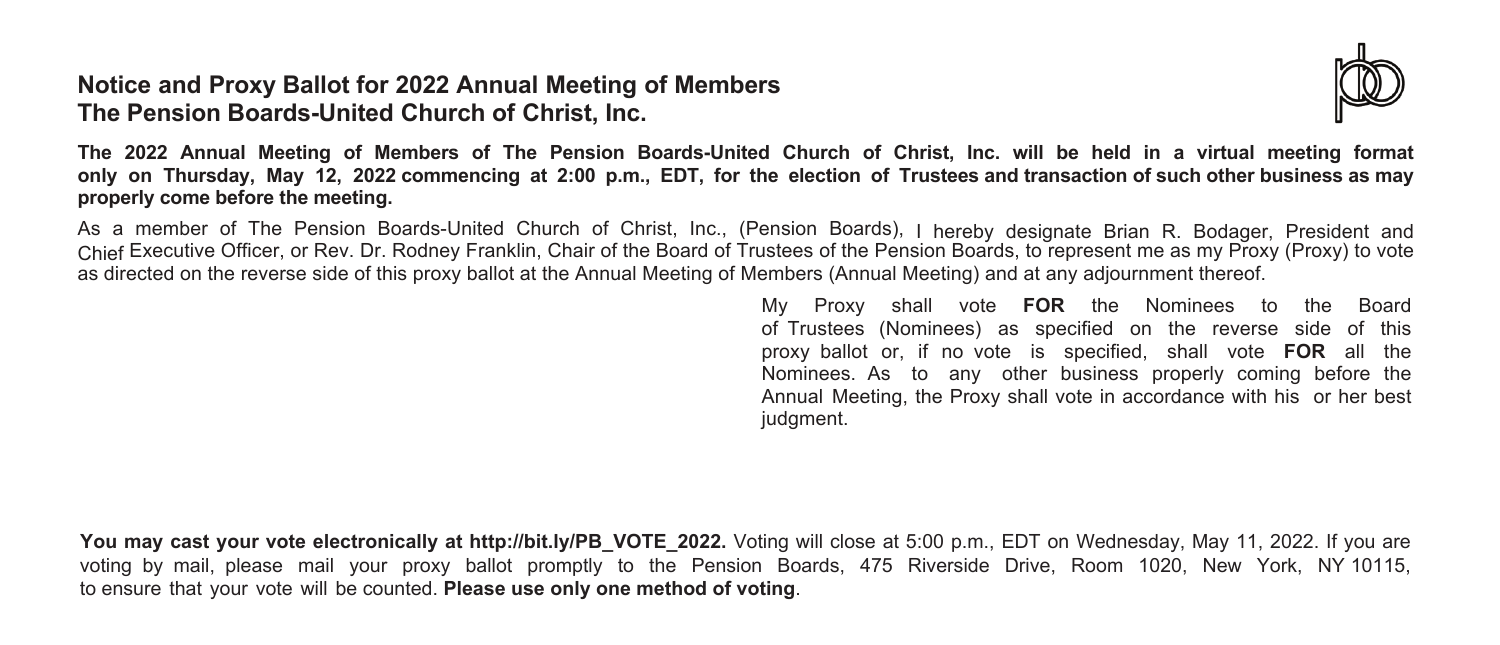## Notice and Proxy Ballot for 2022 Annual Meeting of Members
## The Pension Boards-United Church of Christ, Inc.

**The 2022 Annual Meeting of Members of The Pension Boards-United Church of Christ, Inc. will be held in a virtual meeting format only on Thursday, May 12, 2022 commencing at 2:00 p.m., EDT, for the election of Trustees and transaction of such other business as may properly come before the meeting.**

As a member of The Pension Boards-United Church of Christ, Inc., (Pension Boards), I hereby designate Brian R. Bodager, President and Chief Executive Officer, or Rev. Dr. Rodney Franklin, Chair of the Board of Trustees of the Pension Boards, to represent me as my Proxy (Proxy) to vote as directed on the reverse side of this proxy ballot at the Annual Meeting of Members (Annual Meeting) and at any adjournment thereof.

My Proxy shall vote **FOR** the Nominees to the Board of Trustees (Nominees) as specified on the reverse side of this proxy ballot or, if no vote is specified, shall vote **FOR** all the Nominees. As to any other business properly coming before the Annual Meeting, the Proxy shall vote in accordance with his or her best judgment.

**You may cast your vote electronically at http://bit.ly/PB_VOTE_2022.** Voting will close at 5:00 p.m., EDT on Wednesday, May 11, 2022. If you are voting by mail, please mail your proxy ballot promptly to the Pension Boards, 475 Riverside Drive, Room 1020, New York, NY 10115, to ensure that your vote will be counted. **Please use only one method of voting**.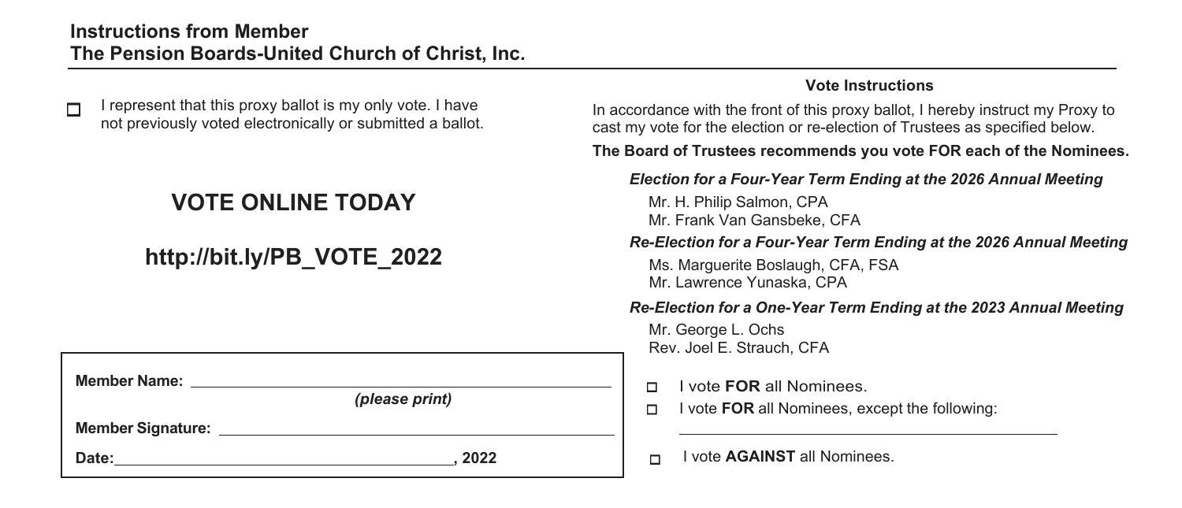## Instructions from Member
## The Pension Boards-United Church of Christ, Inc.

☐ I represent that this proxy ballot is my only vote. I have not previously voted electronically or submitted a ballot.

## VOTE ONLINE TODAY

## http://bit.ly/PB_VOTE_2022

**Member Name:** ______________________________
*(please print)*

**Member Signature:** ______________________________

**Date:** ______________________________**, 2022**

### Vote Instructions

In accordance with the front of this proxy ballot, I hereby instruct my Proxy to cast my vote for the election or re-election of Trustees as specified below.

**The Board of Trustees recommends you vote FOR each of the Nominees.**

***Election for a Four-Year Term Ending at the 2026 Annual Meeting***

Mr. H. Philip Salmon, CPA
Mr. Frank Van Gansbeke, CFA

***Re-Election for a Four-Year Term Ending at the 2026 Annual Meeting***

Ms. Marguerite Boslaugh, CFA, FSA
Mr. Lawrence Yunaska, CPA

***Re-Election for a One-Year Term Ending at the 2023 Annual Meeting***

Mr. George L. Ochs
Rev. Joel E. Strauch, CFA

☐ I vote **FOR** all Nominees.

☐ I vote **FOR** all Nominees, except the following:

______________________________

☐ I vote **AGAINST** all Nominees.